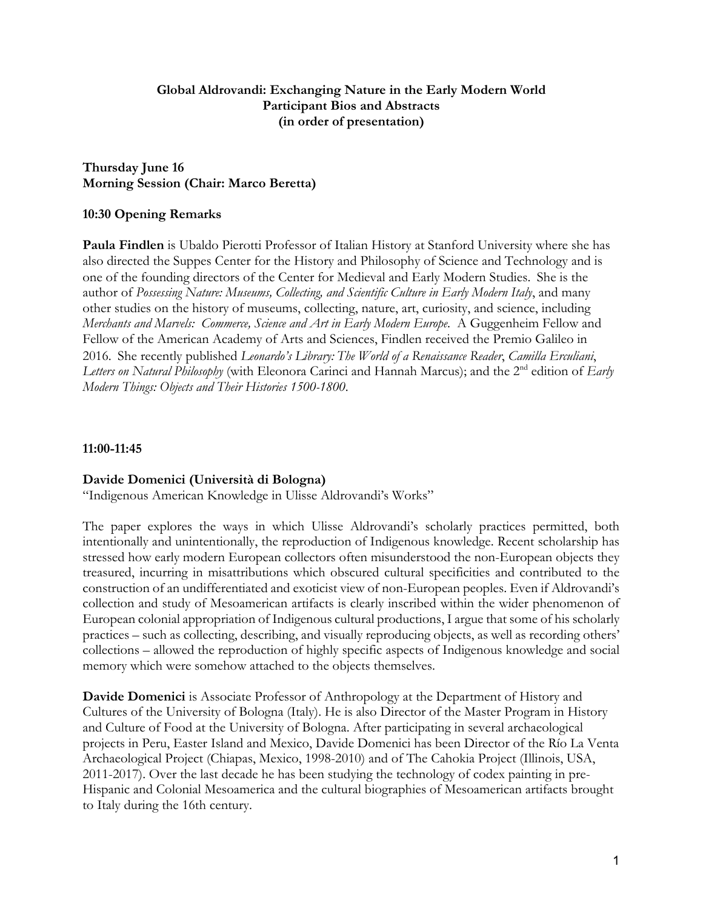**Global Aldrovandi: Exchanging Nature in the Early Modern World**
**Participant Bios and Abstracts**
**(in order of presentation)**

**Thursday June 16**
**Morning Session (Chair: Marco Beretta)**

**10:30 Opening Remarks**

**Paula Findlen** is Ubaldo Pierotti Professor of Italian History at Stanford University where she has also directed the Suppes Center for the History and Philosophy of Science and Technology and is one of the founding directors of the Center for Medieval and Early Modern Studies. She is the author of *Possessing Nature: Museums, Collecting, and Scientific Culture in Early Modern Italy*, and many other studies on the history of museums, collecting, nature, art, curiosity, and science, including *Merchants and Marvels: Commerce, Science and Art in Early Modern Europe*. A Guggenheim Fellow and Fellow of the American Academy of Arts and Sciences, Findlen received the Premio Galileo in 2016. She recently published *Leonardo's Library: The World of a Renaissance Reader*, *Camilla Erculiani, Letters on Natural Philosophy* (with Eleonora Carinci and Hannah Marcus); and the 2nd edition of *Early Modern Things: Objects and Their Histories 1500-1800*.

**11:00-11:45**

**Davide Domenici (Università di Bologna)**
"Indigenous American Knowledge in Ulisse Aldrovandi's Works"

The paper explores the ways in which Ulisse Aldrovandi's scholarly practices permitted, both intentionally and unintentionally, the reproduction of Indigenous knowledge. Recent scholarship has stressed how early modern European collectors often misunderstood the non-European objects they treasured, incurring in misattributions which obscured cultural specificities and contributed to the construction of an undifferentiated and exoticist view of non-European peoples. Even if Aldrovandi's collection and study of Mesoamerican artifacts is clearly inscribed within the wider phenomenon of European colonial appropriation of Indigenous cultural productions, I argue that some of his scholarly practices – such as collecting, describing, and visually reproducing objects, as well as recording others' collections – allowed the reproduction of highly specific aspects of Indigenous knowledge and social memory which were somehow attached to the objects themselves.

**Davide Domenici** is Associate Professor of Anthropology at the Department of History and Cultures of the University of Bologna (Italy). He is also Director of the Master Program in History and Culture of Food at the University of Bologna. After participating in several archaeological projects in Peru, Easter Island and Mexico, Davide Domenici has been Director of the Río La Venta Archaeological Project (Chiapas, Mexico, 1998-2010) and of The Cahokia Project (Illinois, USA, 2011-2017). Over the last decade he has been studying the technology of codex painting in pre-Hispanic and Colonial Mesoamerica and the cultural biographies of Mesoamerican artifacts brought to Italy during the 16th century.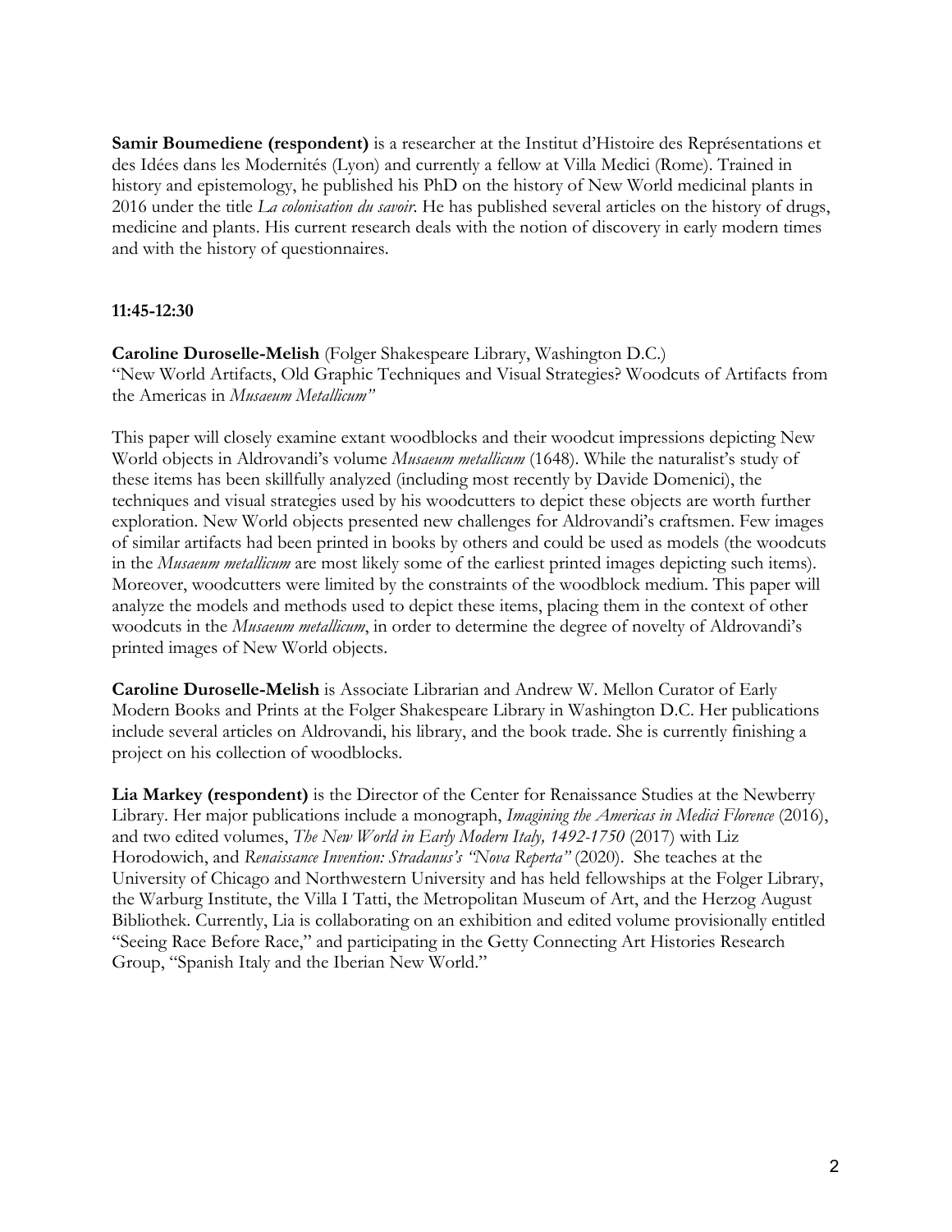**Samir Boumediene (respondent)** is a researcher at the Institut d'Histoire des Représentations et des Idées dans les Modernités (Lyon) and currently a fellow at Villa Medici (Rome). Trained in history and epistemology, he published his PhD on the history of New World medicinal plants in 2016 under the title *La colonisation du savoir*. He has published several articles on the history of drugs, medicine and plants. His current research deals with the notion of discovery in early modern times and with the history of questionnaires.

**11:45-12:30**

**Caroline Duroselle-Melish** (Folger Shakespeare Library, Washington D.C.)
"New World Artifacts, Old Graphic Techniques and Visual Strategies? Woodcuts of Artifacts from the Americas in *Musaeum Metallicum"*

This paper will closely examine extant woodblocks and their woodcut impressions depicting New World objects in Aldrovandi's volume *Musaeum metallicum* (1648). While the naturalist's study of these items has been skillfully analyzed (including most recently by Davide Domenici), the techniques and visual strategies used by his woodcutters to depict these objects are worth further exploration. New World objects presented new challenges for Aldrovandi's craftsmen. Few images of similar artifacts had been printed in books by others and could be used as models (the woodcuts in the *Musaeum metallicum* are most likely some of the earliest printed images depicting such items). Moreover, woodcutters were limited by the constraints of the woodblock medium. This paper will analyze the models and methods used to depict these items, placing them in the context of other woodcuts in the *Musaeum metallicum*, in order to determine the degree of novelty of Aldrovandi's printed images of New World objects.

**Caroline Duroselle-Melish** is Associate Librarian and Andrew W. Mellon Curator of Early Modern Books and Prints at the Folger Shakespeare Library in Washington D.C. Her publications include several articles on Aldrovandi, his library, and the book trade. She is currently finishing a project on his collection of woodblocks.

**Lia Markey (respondent)** is the Director of the Center for Renaissance Studies at the Newberry Library. Her major publications include a monograph, *Imagining the Americas in Medici Florence* (2016), and two edited volumes, *The New World in Early Modern Italy, 1492-1750* (2017) with Liz Horodowich, and *Renaissance Invention: Stradanus's "Nova Reperta"* (2020). She teaches at the University of Chicago and Northwestern University and has held fellowships at the Folger Library, the Warburg Institute, the Villa I Tatti, the Metropolitan Museum of Art, and the Herzog August Bibliothek. Currently, Lia is collaborating on an exhibition and edited volume provisionally entitled "Seeing Race Before Race," and participating in the Getty Connecting Art Histories Research Group, "Spanish Italy and the Iberian New World."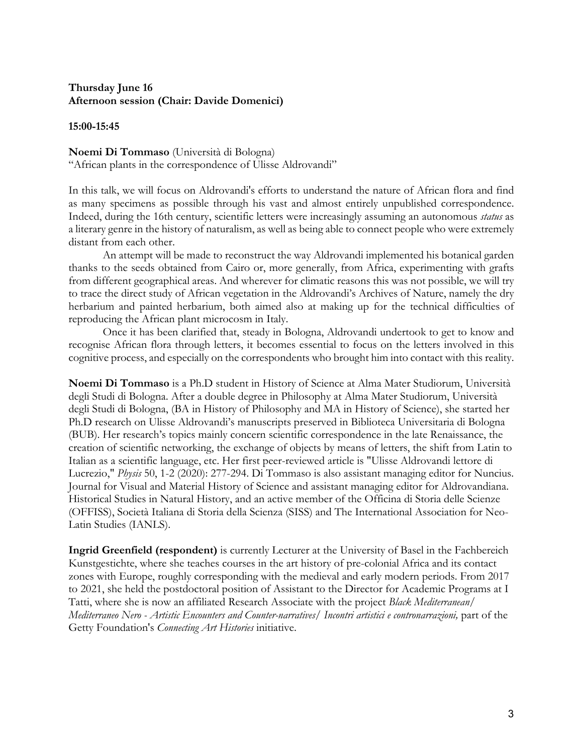**Thursday June 16**
**Afternoon session (Chair: Davide Domenici)**

**15:00-15:45**

**Noemi Di Tommaso** (Università di Bologna)
"African plants in the correspondence of Ulisse Aldrovandi"

In this talk, we will focus on Aldrovandi's efforts to understand the nature of African flora and find as many specimens as possible through his vast and almost entirely unpublished correspondence. Indeed, during the 16th century, scientific letters were increasingly assuming an autonomous *status* as a literary genre in the history of naturalism, as well as being able to connect people who were extremely distant from each other.

An attempt will be made to reconstruct the way Aldrovandi implemented his botanical garden thanks to the seeds obtained from Cairo or, more generally, from Africa, experimenting with grafts from different geographical areas. And wherever for climatic reasons this was not possible, we will try to trace the direct study of African vegetation in the Aldrovandi's Archives of Nature, namely the dry herbarium and painted herbarium, both aimed also at making up for the technical difficulties of reproducing the African plant microcosm in Italy.

Once it has been clarified that, steady in Bologna, Aldrovandi undertook to get to know and recognise African flora through letters, it becomes essential to focus on the letters involved in this cognitive process, and especially on the correspondents who brought him into contact with this reality.

**Noemi Di Tommaso** is a Ph.D student in History of Science at Alma Mater Studiorum, Università degli Studi di Bologna. After a double degree in Philosophy at Alma Mater Studiorum, Università degli Studi di Bologna, (BA in History of Philosophy and MA in History of Science), she started her Ph.D research on Ulisse Aldrovandi's manuscripts preserved in Biblioteca Universitaria di Bologna (BUB). Her research's topics mainly concern scientific correspondence in the late Renaissance, the creation of scientific networking, the exchange of objects by means of letters, the shift from Latin to Italian as a scientific language, etc. Her first peer-reviewed article is "Ulisse Aldrovandi lettore di Lucrezio," *Physis* 50, 1-2 (2020): 277-294. Di Tommaso is also assistant managing editor for Nuncius. Journal for Visual and Material History of Science and assistant managing editor for Aldrovandiana. Historical Studies in Natural History, and an active member of the Officina di Storia delle Scienze (OFFISS), Società Italiana di Storia della Scienza (SISS) and The International Association for Neo-Latin Studies (IANLS).

**Ingrid Greenfield (respondent)** is currently Lecturer at the University of Basel in the Fachbereich Kunstgestichte, where she teaches courses in the art history of pre-colonial Africa and its contact zones with Europe, roughly corresponding with the medieval and early modern periods. From 2017 to 2021, she held the postdoctoral position of Assistant to the Director for Academic Programs at I Tatti, where she is now an affiliated Research Associate with the project *Black Mediterranean/ Mediterraneo Nero - Artistic Encounters and Counter-narratives/ Incontri artistici e contronarrazioni,* part of the Getty Foundation's *Connecting Art Histories* initiative.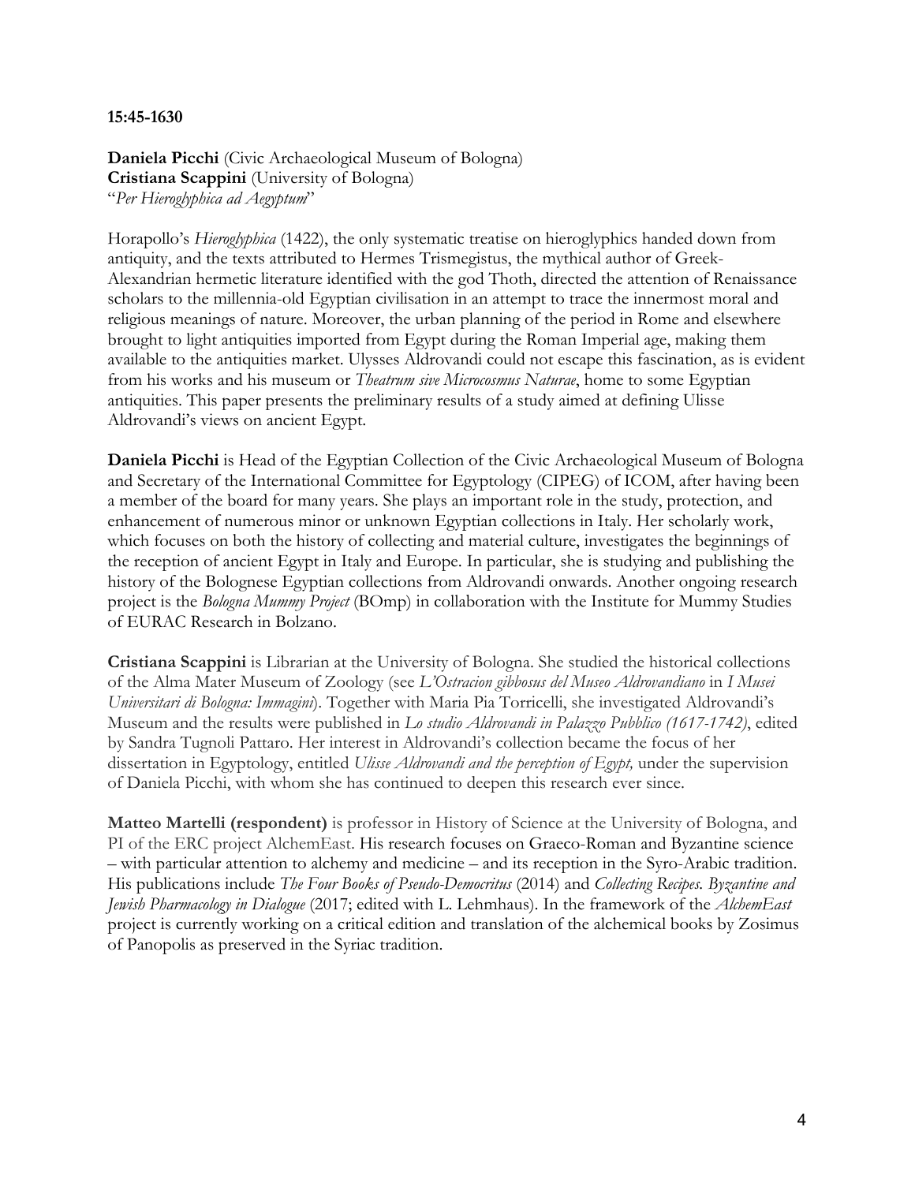**15:45-1630**

**Daniela Picchi** (Civic Archaeological Museum of Bologna)
**Cristiana Scappini** (University of Bologna)
"*Per Hieroglyphica ad Aegyptum*"

Horapollo's *Hieroglyphica* (1422), the only systematic treatise on hieroglyphics handed down from antiquity, and the texts attributed to Hermes Trismegistus, the mythical author of Greek-Alexandrian hermetic literature identified with the god Thoth, directed the attention of Renaissance scholars to the millennia-old Egyptian civilisation in an attempt to trace the innermost moral and religious meanings of nature. Moreover, the urban planning of the period in Rome and elsewhere brought to light antiquities imported from Egypt during the Roman Imperial age, making them available to the antiquities market. Ulysses Aldrovandi could not escape this fascination, as is evident from his works and his museum or *Theatrum sive Microcosmus Naturae*, home to some Egyptian antiquities. This paper presents the preliminary results of a study aimed at defining Ulisse Aldrovandi's views on ancient Egypt.

**Daniela Picchi** is Head of the Egyptian Collection of the Civic Archaeological Museum of Bologna and Secretary of the International Committee for Egyptology (CIPEG) of ICOM, after having been a member of the board for many years. She plays an important role in the study, protection, and enhancement of numerous minor or unknown Egyptian collections in Italy. Her scholarly work, which focuses on both the history of collecting and material culture, investigates the beginnings of the reception of ancient Egypt in Italy and Europe. In particular, she is studying and publishing the history of the Bolognese Egyptian collections from Aldrovandi onwards. Another ongoing research project is the *Bologna Mummy Project* (BOmp) in collaboration with the Institute for Mummy Studies of EURAC Research in Bolzano.

**Cristiana Scappini** is Librarian at the University of Bologna. She studied the historical collections of the Alma Mater Museum of Zoology (see *L'Ostracion gibbosus del Museo Aldrovandiano* in *I Musei Universitari di Bologna: Immagini*). Together with Maria Pia Torricelli, she investigated Aldrovandi's Museum and the results were published in *Lo studio Aldrovandi in Palazzo Pubblico (1617-1742)*, edited by Sandra Tugnoli Pattaro. Her interest in Aldrovandi's collection became the focus of her dissertation in Egyptology, entitled *Ulisse Aldrovandi and the perception of Egypt,* under the supervision of Daniela Picchi, with whom she has continued to deepen this research ever since.

**Matteo Martelli (respondent)** is professor in History of Science at the University of Bologna, and PI of the ERC project AlchemEast. His research focuses on Graeco-Roman and Byzantine science – with particular attention to alchemy and medicine – and its reception in the Syro-Arabic tradition. His publications include *The Four Books of Pseudo-Democritus* (2014) and *Collecting Recipes. Byzantine and Jewish Pharmacology in Dialogue* (2017; edited with L. Lehmhaus). In the framework of the *AlchemEast* project is currently working on a critical edition and translation of the alchemical books by Zosimus of Panopolis as preserved in the Syriac tradition.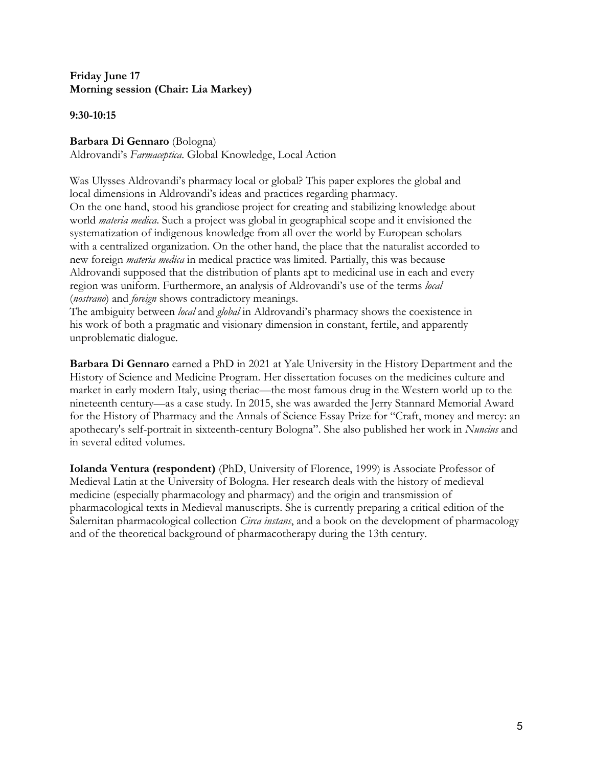**Friday June 17**
**Morning session (Chair: Lia Markey)**

**9:30-10:15**

**Barbara Di Gennaro** (Bologna)
Aldrovandi's *Farmaceptica*. Global Knowledge, Local Action

Was Ulysses Aldrovandi's pharmacy local or global? This paper explores the global and local dimensions in Aldrovandi's ideas and practices regarding pharmacy.
On the one hand, stood his grandiose project for creating and stabilizing knowledge about world *materia medica*. Such a project was global in geographical scope and it envisioned the systematization of indigenous knowledge from all over the world by European scholars with a centralized organization. On the other hand, the place that the naturalist accorded to new foreign *materia medica* in medical practice was limited. Partially, this was because Aldrovandi supposed that the distribution of plants apt to medicinal use in each and every region was uniform. Furthermore, an analysis of Aldrovandi's use of the terms *local* (*nostrano*) and *foreign* shows contradictory meanings.
The ambiguity between *local* and *global* in Aldrovandi's pharmacy shows the coexistence in his work of both a pragmatic and visionary dimension in constant, fertile, and apparently unproblematic dialogue.

**Barbara Di Gennaro** earned a PhD in 2021 at Yale University in the History Department and the History of Science and Medicine Program. Her dissertation focuses on the medicines culture and market in early modern Italy, using theriac—the most famous drug in the Western world up to the nineteenth century—as a case study. In 2015, she was awarded the Jerry Stannard Memorial Award for the History of Pharmacy and the Annals of Science Essay Prize for "Craft, money and mercy: an apothecary's self-portrait in sixteenth-century Bologna". She also published her work in *Nuncius* and in several edited volumes.

**Iolanda Ventura (respondent)** (PhD, University of Florence, 1999) is Associate Professor of Medieval Latin at the University of Bologna. Her research deals with the history of medieval medicine (especially pharmacology and pharmacy) and the origin and transmission of pharmacological texts in Medieval manuscripts. She is currently preparing a critical edition of the Salernitan pharmacological collection *Circa instans*, and a book on the development of pharmacology and of the theoretical background of pharmacotherapy during the 13th century.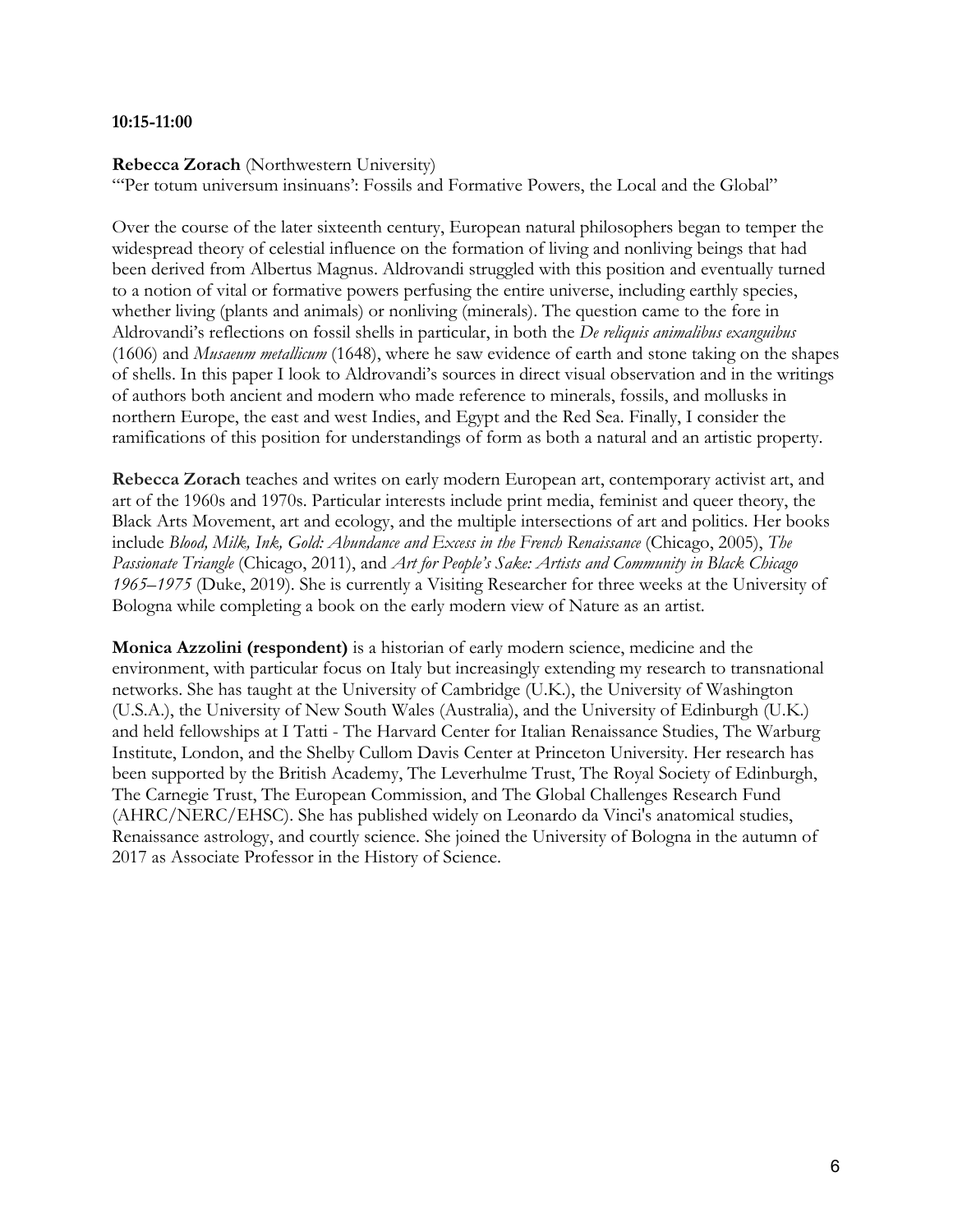**10:15-11:00**

**Rebecca Zorach** (Northwestern University)
"'Per totum universum insinuans': Fossils and Formative Powers, the Local and the Global"

Over the course of the later sixteenth century, European natural philosophers began to temper the widespread theory of celestial influence on the formation of living and nonliving beings that had been derived from Albertus Magnus. Aldrovandi struggled with this position and eventually turned to a notion of vital or formative powers perfusing the entire universe, including earthly species, whether living (plants and animals) or nonliving (minerals). The question came to the fore in Aldrovandi's reflections on fossil shells in particular, in both the *De reliquis animalibus exanguibus* (1606) and *Musaeum metallicum* (1648), where he saw evidence of earth and stone taking on the shapes of shells. In this paper I look to Aldrovandi's sources in direct visual observation and in the writings of authors both ancient and modern who made reference to minerals, fossils, and mollusks in northern Europe, the east and west Indies, and Egypt and the Red Sea. Finally, I consider the ramifications of this position for understandings of form as both a natural and an artistic property.

**Rebecca Zorach** teaches and writes on early modern European art, contemporary activist art, and art of the 1960s and 1970s. Particular interests include print media, feminist and queer theory, the Black Arts Movement, art and ecology, and the multiple intersections of art and politics. Her books include *Blood, Milk, Ink, Gold: Abundance and Excess in the French Renaissance* (Chicago, 2005), *The Passionate Triangle* (Chicago, 2011), and *Art for People's Sake: Artists and Community in Black Chicago 1965–1975* (Duke, 2019). She is currently a Visiting Researcher for three weeks at the University of Bologna while completing a book on the early modern view of Nature as an artist.

**Monica Azzolini (respondent)** is a historian of early modern science, medicine and the environment, with particular focus on Italy but increasingly extending my research to transnational networks. She has taught at the University of Cambridge (U.K.), the University of Washington (U.S.A.), the University of New South Wales (Australia), and the University of Edinburgh (U.K.) and held fellowships at I Tatti - The Harvard Center for Italian Renaissance Studies, The Warburg Institute, London, and the Shelby Cullom Davis Center at Princeton University. Her research has been supported by the British Academy, The Leverhulme Trust, The Royal Society of Edinburgh, The Carnegie Trust, The European Commission, and The Global Challenges Research Fund (AHRC/NERC/EHSC). She has published widely on Leonardo da Vinci's anatomical studies, Renaissance astrology, and courtly science. She joined the University of Bologna in the autumn of 2017 as Associate Professor in the History of Science.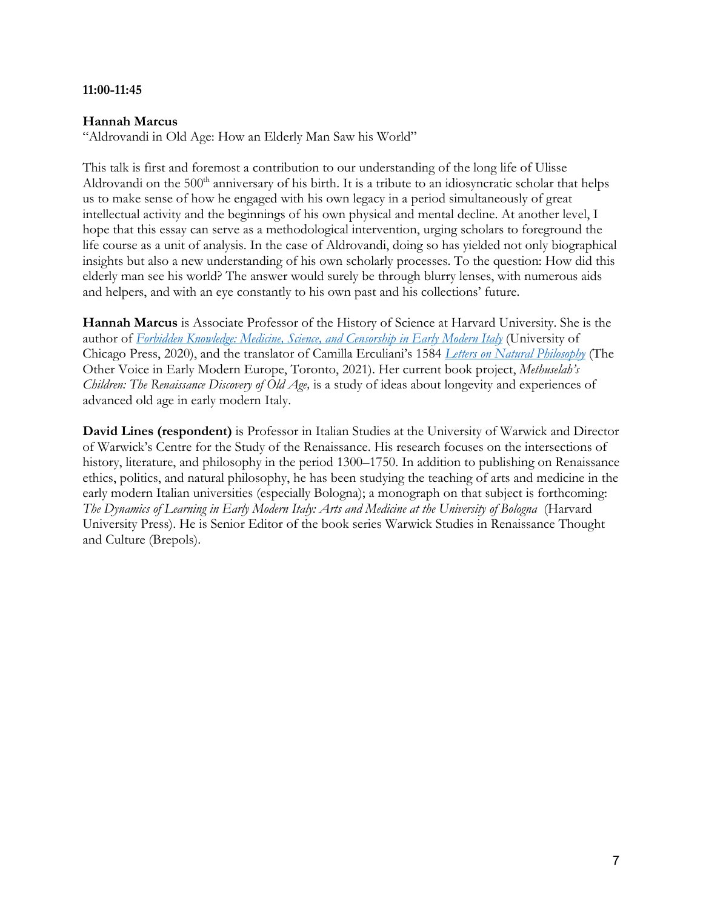**11:00-11:45**

**Hannah Marcus**
"Aldrovandi in Old Age: How an Elderly Man Saw his World"

This talk is first and foremost a contribution to our understanding of the long life of Ulisse Aldrovandi on the 500th anniversary of his birth. It is a tribute to an idiosyncratic scholar that helps us to make sense of how he engaged with his own legacy in a period simultaneously of great intellectual activity and the beginnings of his own physical and mental decline. At another level, I hope that this essay can serve as a methodological intervention, urging scholars to foreground the life course as a unit of analysis. In the case of Aldrovandi, doing so has yielded not only biographical insights but also a new understanding of his own scholarly processes. To the question: How did this elderly man see his world? The answer would surely be through blurry lenses, with numerous aids and helpers, and with an eye constantly to his own past and his collections' future.

**Hannah Marcus** is Associate Professor of the History of Science at Harvard University. She is the author of *Forbidden Knowledge: Medicine, Science, and Censorship in Early Modern Italy* (University of Chicago Press, 2020), and the translator of Camilla Erculiani's 1584 *Letters on Natural Philosophy* (The Other Voice in Early Modern Europe, Toronto, 2021). Her current book project, *Methuselah's Children: The Renaissance Discovery of Old Age,* is a study of ideas about longevity and experiences of advanced old age in early modern Italy.

**David Lines (respondent)** is Professor in Italian Studies at the University of Warwick and Director of Warwick's Centre for the Study of the Renaissance. His research focuses on the intersections of history, literature, and philosophy in the period 1300–1750. In addition to publishing on Renaissance ethics, politics, and natural philosophy, he has been studying the teaching of arts and medicine in the early modern Italian universities (especially Bologna); a monograph on that subject is forthcoming: *The Dynamics of Learning in Early Modern Italy: Arts and Medicine at the University of Bologna* (Harvard University Press). He is Senior Editor of the book series Warwick Studies in Renaissance Thought and Culture (Brepols).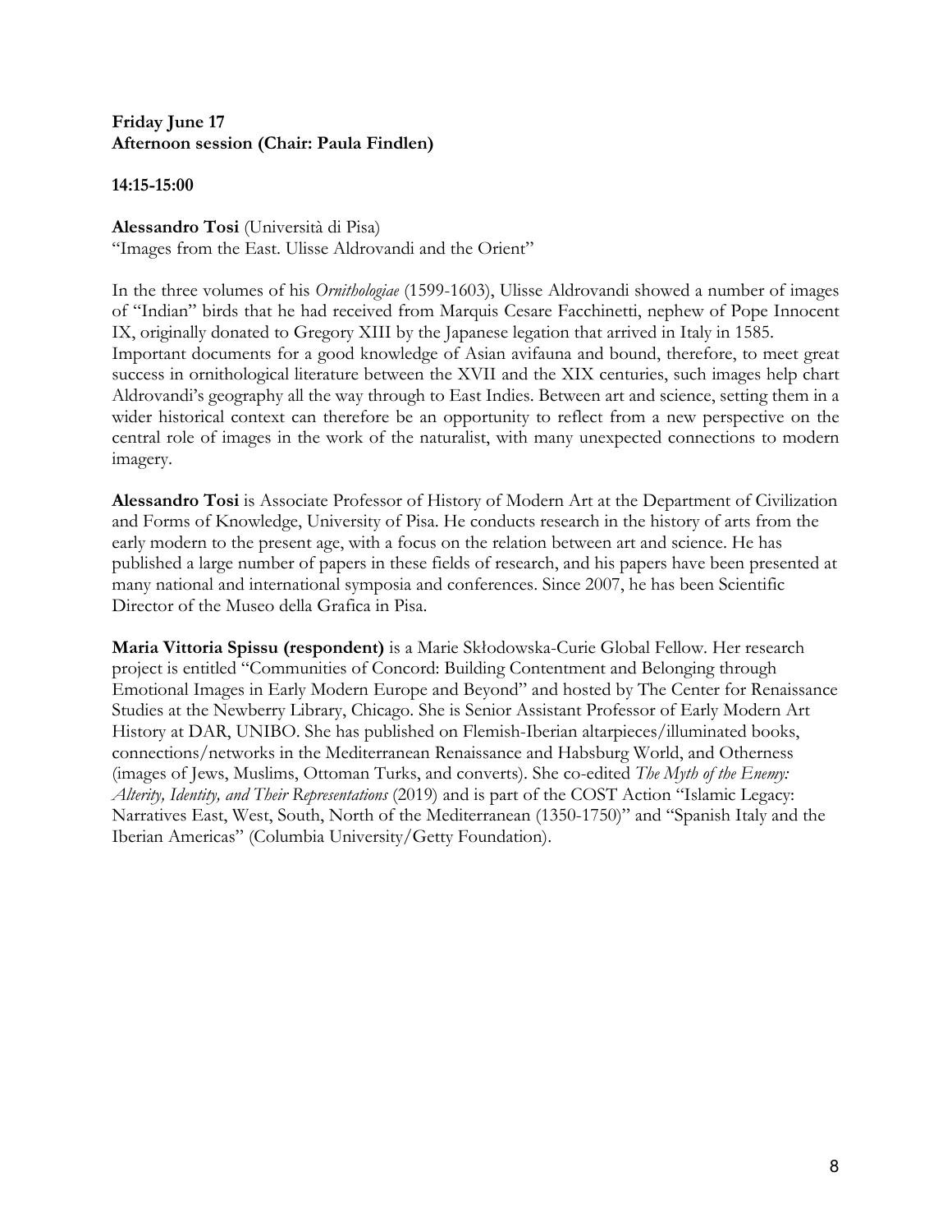**Friday June 17**
**Afternoon session (Chair: Paula Findlen)**

**14:15-15:00**

**Alessandro Tosi** (Università di Pisa)
"Images from the East. Ulisse Aldrovandi and the Orient"

In the three volumes of his *Ornithologiae* (1599-1603), Ulisse Aldrovandi showed a number of images of "Indian" birds that he had received from Marquis Cesare Facchinetti, nephew of Pope Innocent IX, originally donated to Gregory XIII by the Japanese legation that arrived in Italy in 1585. Important documents for a good knowledge of Asian avifauna and bound, therefore, to meet great success in ornithological literature between the XVII and the XIX centuries, such images help chart Aldrovandi's geography all the way through to East Indies. Between art and science, setting them in a wider historical context can therefore be an opportunity to reflect from a new perspective on the central role of images in the work of the naturalist, with many unexpected connections to modern imagery.

**Alessandro Tosi** is Associate Professor of History of Modern Art at the Department of Civilization and Forms of Knowledge, University of Pisa. He conducts research in the history of arts from the early modern to the present age, with a focus on the relation between art and science. He has published a large number of papers in these fields of research, and his papers have been presented at many national and international symposia and conferences. Since 2007, he has been Scientific Director of the Museo della Grafica in Pisa.

**Maria Vittoria Spissu (respondent)** is a Marie Skłodowska-Curie Global Fellow. Her research project is entitled "Communities of Concord: Building Contentment and Belonging through Emotional Images in Early Modern Europe and Beyond" and hosted by The Center for Renaissance Studies at the Newberry Library, Chicago. She is Senior Assistant Professor of Early Modern Art History at DAR, UNIBO. She has published on Flemish-Iberian altarpieces/illuminated books, connections/networks in the Mediterranean Renaissance and Habsburg World, and Otherness (images of Jews, Muslims, Ottoman Turks, and converts). She co-edited *The Myth of the Enemy: Alterity, Identity, and Their Representations* (2019) and is part of the COST Action "Islamic Legacy: Narratives East, West, South, North of the Mediterranean (1350-1750)" and "Spanish Italy and the Iberian Americas" (Columbia University/Getty Foundation).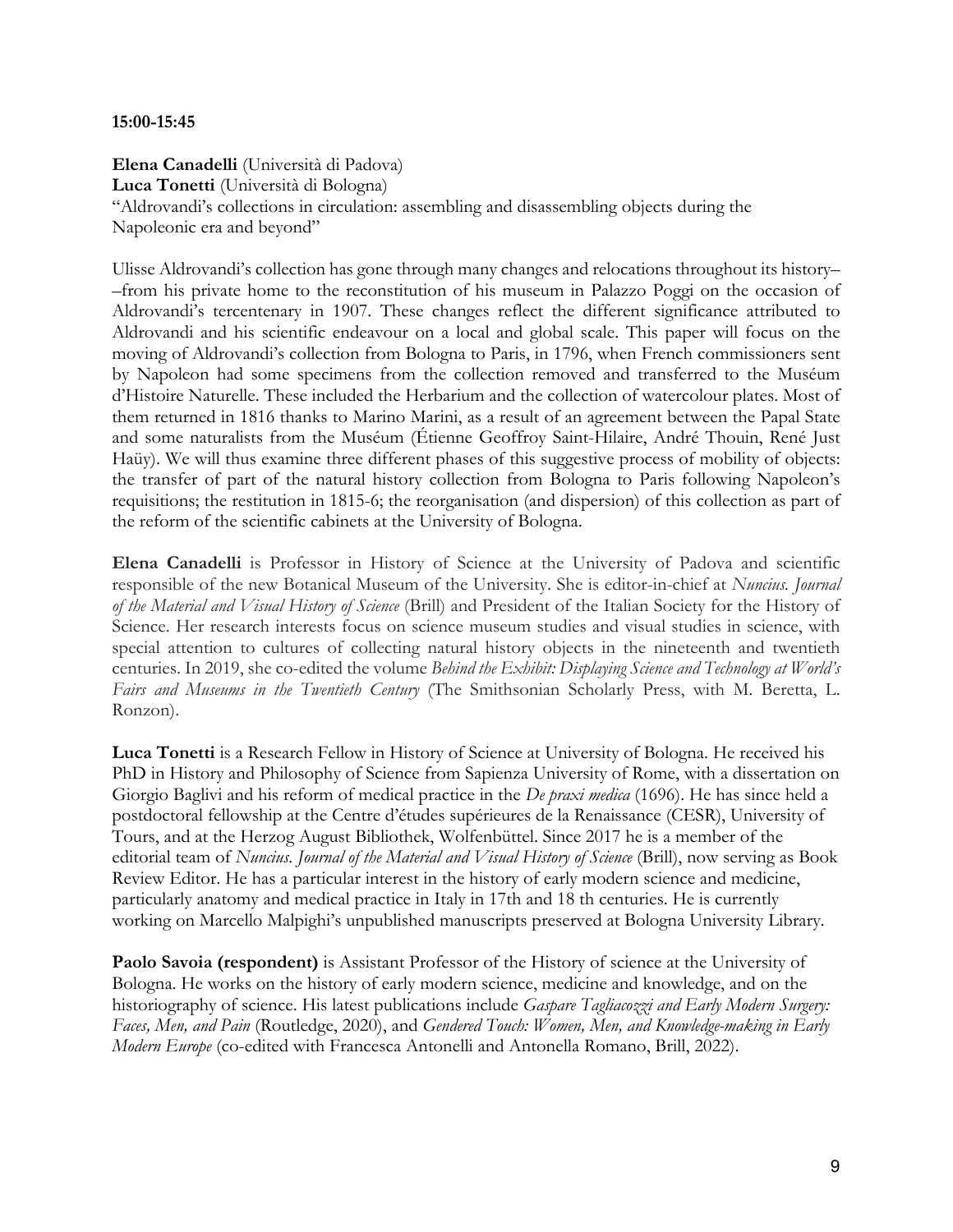**15:00-15:45**

**Elena Canadelli** (Università di Padova)
**Luca Tonetti** (Università di Bologna)
"Aldrovandi's collections in circulation: assembling and disassembling objects during the Napoleonic era and beyond"

Ulisse Aldrovandi's collection has gone through many changes and relocations throughout its history––from his private home to the reconstitution of his museum in Palazzo Poggi on the occasion of Aldrovandi's tercentenary in 1907. These changes reflect the different significance attributed to Aldrovandi and his scientific endeavour on a local and global scale. This paper will focus on the moving of Aldrovandi's collection from Bologna to Paris, in 1796, when French commissioners sent by Napoleon had some specimens from the collection removed and transferred to the Muséum d'Histoire Naturelle. These included the Herbarium and the collection of watercolour plates. Most of them returned in 1816 thanks to Marino Marini, as a result of an agreement between the Papal State and some naturalists from the Muséum (Étienne Geoffroy Saint-Hilaire, André Thouin, René Just Haüy). We will thus examine three different phases of this suggestive process of mobility of objects: the transfer of part of the natural history collection from Bologna to Paris following Napoleon's requisitions; the restitution in 1815-6; the reorganisation (and dispersion) of this collection as part of the reform of the scientific cabinets at the University of Bologna.

**Elena Canadelli** is Professor in History of Science at the University of Padova and scientific responsible of the new Botanical Museum of the University. She is editor-in-chief at *Nuncius. Journal of the Material and Visual History of Science* (Brill) and President of the Italian Society for the History of Science. Her research interests focus on science museum studies and visual studies in science, with special attention to cultures of collecting natural history objects in the nineteenth and twentieth centuries. In 2019, she co-edited the volume *Behind the Exhibit: Displaying Science and Technology at World's Fairs and Museums in the Twentieth Century* (The Smithsonian Scholarly Press, with M. Beretta, L. Ronzon).

**Luca Tonetti** is a Research Fellow in History of Science at University of Bologna. He received his PhD in History and Philosophy of Science from Sapienza University of Rome, with a dissertation on Giorgio Baglivi and his reform of medical practice in the *De praxi medica* (1696). He has since held a postdoctoral fellowship at the Centre d'études supérieures de la Renaissance (CESR), University of Tours, and at the Herzog August Bibliothek, Wolfenbüttel. Since 2017 he is a member of the editorial team of *Nuncius. Journal of the Material and Visual History of Science* (Brill), now serving as Book Review Editor. He has a particular interest in the history of early modern science and medicine, particularly anatomy and medical practice in Italy in 17th and 18 th centuries. He is currently working on Marcello Malpighi's unpublished manuscripts preserved at Bologna University Library.

**Paolo Savoia (respondent)** is Assistant Professor of the History of science at the University of Bologna. He works on the history of early modern science, medicine and knowledge, and on the historiography of science. His latest publications include *Gaspare Tagliacozzi and Early Modern Surgery: Faces, Men, and Pain* (Routledge, 2020), and *Gendered Touch: Women, Men, and Knowledge-making in Early Modern Europe* (co-edited with Francesca Antonelli and Antonella Romano, Brill, 2022).